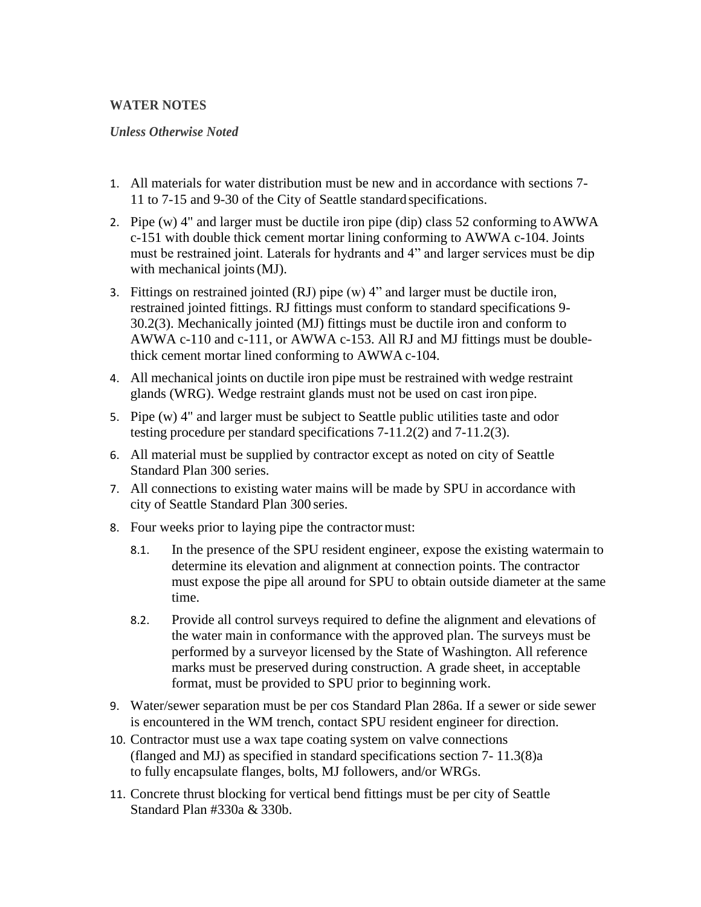**WATER NOTES**

***Unless Otherwise Noted***

1. All materials for water distribution must be new and in accordance with sections 7-11 to 7-15 and 9-30 of the City of Seattle standard specifications.
2. Pipe (w) 4" and larger must be ductile iron pipe (dip) class 52 conforming to AWWA c-151 with double thick cement mortar lining conforming to AWWA c-104. Joints must be restrained joint. Laterals for hydrants and 4” and larger services must be dip with mechanical joints (MJ).
3. Fittings on restrained jointed (RJ) pipe (w) 4” and larger must be ductile iron, restrained jointed fittings. RJ fittings must conform to standard specifications 9-30.2(3). Mechanically jointed (MJ) fittings must be ductile iron and conform to AWWA c-110 and c-111, or AWWA c-153. All RJ and MJ fittings must be double-thick cement mortar lined conforming to AWWA c-104.
4. All mechanical joints on ductile iron pipe must be restrained with wedge restraint glands (WRG). Wedge restraint glands must not be used on cast iron pipe.
5. Pipe (w) 4" and larger must be subject to Seattle public utilities taste and odor testing procedure per standard specifications 7-11.2(2) and 7-11.2(3).
6. All material must be supplied by contractor except as noted on city of Seattle Standard Plan 300 series.
7. All connections to existing water mains will be made by SPU in accordance with city of Seattle Standard Plan 300 series.
8. Four weeks prior to laying pipe the contractor must:
    8.1. In the presence of the SPU resident engineer, expose the existing watermain to determine its elevation and alignment at connection points. The contractor must expose the pipe all around for SPU to obtain outside diameter at the same time.
    8.2. Provide all control surveys required to define the alignment and elevations of the water main in conformance with the approved plan. The surveys must be performed by a surveyor licensed by the State of Washington. All reference marks must be preserved during construction. A grade sheet, in acceptable format, must be provided to SPU prior to beginning work.
9. Water/sewer separation must be per cos Standard Plan 286a. If a sewer or side sewer is encountered in the WM trench, contact SPU resident engineer for direction.
10. Contractor must use a wax tape coating system on valve connections (flanged and MJ) as specified in standard specifications section 7- 11.3(8)a to fully encapsulate flanges, bolts, MJ followers, and/or WRGs.
11. Concrete thrust blocking for vertical bend fittings must be per city of Seattle Standard Plan #330a & 330b.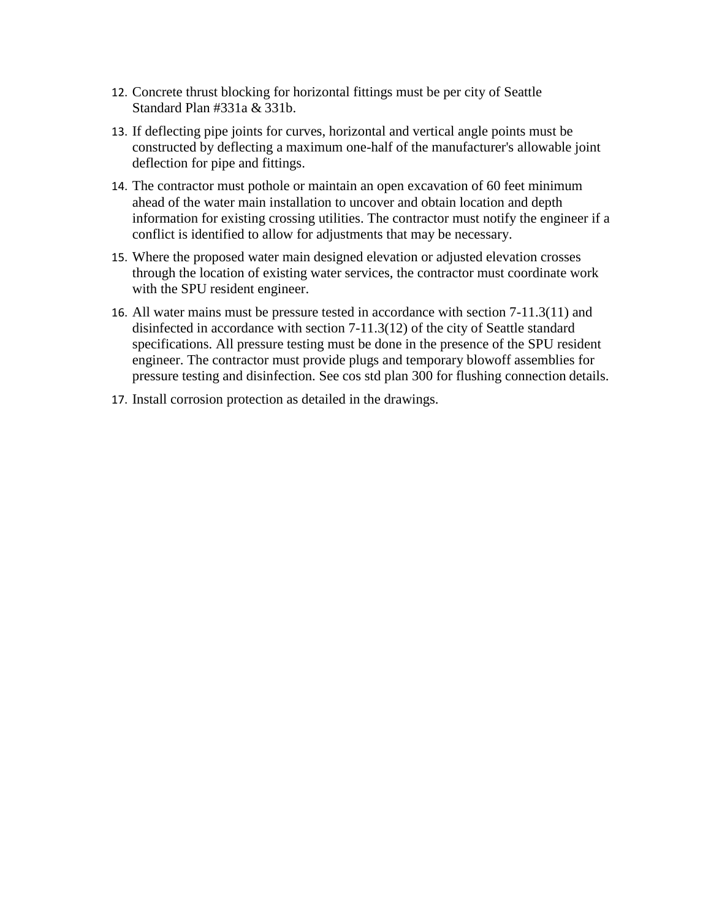12. Concrete thrust blocking for horizontal fittings must be per city of Seattle Standard Plan #331a & 331b.
13. If deflecting pipe joints for curves, horizontal and vertical angle points must be constructed by deflecting a maximum one-half of the manufacturer's allowable joint deflection for pipe and fittings.
14. The contractor must pothole or maintain an open excavation of 60 feet minimum ahead of the water main installation to uncover and obtain location and depth information for existing crossing utilities. The contractor must notify the engineer if a conflict is identified to allow for adjustments that may be necessary.
15. Where the proposed water main designed elevation or adjusted elevation crosses through the location of existing water services, the contractor must coordinate work with the SPU resident engineer.
16. All water mains must be pressure tested in accordance with section 7-11.3(11) and disinfected in accordance with section 7-11.3(12) of the city of Seattle standard specifications. All pressure testing must be done in the presence of the SPU resident engineer. The contractor must provide plugs and temporary blowoff assemblies for pressure testing and disinfection. See cos std plan 300 for flushing connection details.
17. Install corrosion protection as detailed in the drawings.